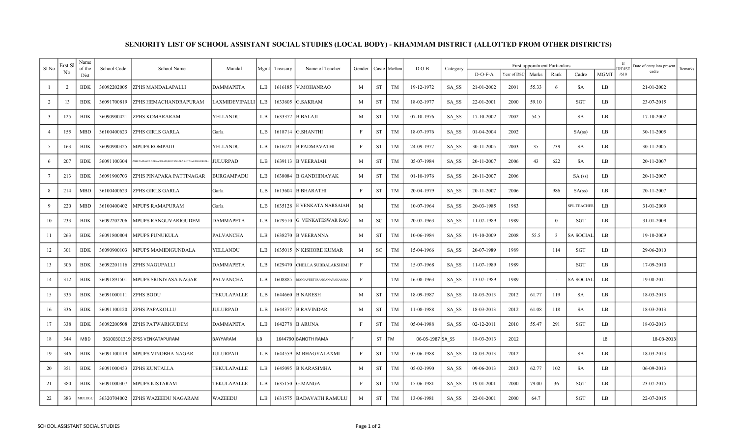# SENIORITY LIST OF SCHOOL ASSISTANT SOCIAL STUDIES (LOCAL BODY) - KHAMMAM DISTRICT (ALLOTTED FROM OTHER DISTRICTS)

| Sl.No | Erst Sl No | Name of the Dist | School Code | School Name | Mandal | Mgmt | Treasury | Name of Teacher | Gender | Caste | Medium | D.O.B | Category | First appointment Particulars | | | | | | If IDT/IST /610 | Date of entry into present cadre | Remarks |
|---|---|---|---|---|---|---|---|---|---|---|---|---|---|---|---|---|---|---|---|---|---|---|
| | | | | | | | | | | | | | | D-O-F-A | Year of DSC | Marks | Rank | Cadre | MGMT | | | |
| 1 | 2 | BDK | 36092202005 | ZPHS MANDALAPALLI | DAMMAPETA | L.B | 1616185 | V.MOHANRAO | M | ST | TM | 19-12-1972 | SA_SS | 21-01-2002 | 2001 | 55.33 | 6 | SA | LB | | 21-01-2002 | |
| 2 | 13 | BDK | 36091700819 | ZPHS HEMACHANDRAPURAM | LAXMIDEVIPALLI | L.B | 1633605 | G.SAKRAM | M | ST | TM | 18-02-1977 | SA_SS | 22-01-2001 | 2000 | 59.10 | | SGT | LB | | 23-07-2015 | |
| 3 | 125 | BDK | 36090900421 | ZPHS KOMARARAM | YELLANDU | L.B | 1633372 | B BALAJI | M | ST | TM | 07-10-1976 | SA_SS | 17-10-2002 | 2002 | 54.5 | | SA | LB | | 17-10-2002 | |
| 4 | 155 | MBD | 36100400623 | ZPHS GIRLS GARLA | Garla | L.B | 1618714 | G.SHANTHI | F | ST | TM | 18-07-1976 | SA_SS | 01-04-2004 | 2002 | | | SA(ss) | LB | | 30-11-2005 | |
| 5 | 163 | BDK | 36090900325 | MPUPS ROMPAID | YELLANDU | L.B | 1616721 | B.PADMAVATHI | F | ST | TM | 24-09-1977 | SA_SS | 30-11-2005 | 2003 | 35 | 739 | SA | LB | | 30-11-2005 | |
| 6 | 207 | BDK | 36091100304 | ZPHS PADMAVATA NARSAPURAM(SRI VENGALA KOTAIAH MEMORIAL) | JULURPAD | L.B | 1639113 | B VEERAIAH | M | ST | TM | 05-07-1984 | SA_SS | 20-11-2007 | 2006 | 43 | 622 | SA | LB | | 20-11-2007 | |
| 7 | 213 | BDK | 36091900703 | ZPHS PINAPAKA PATTINAGAR | BURGAMPADU | L.B | 1638084 | B.GANDHINAYAK | M | ST | TM | 01-10-1976 | SA_SS | 20-11-2007 | 2006 | | | SA (ss) | LB | | 20-11-2007 | |
| 8 | 214 | MBD | 36100400623 | ZPHS GIRLS GARLA | Garla | L.B | 1613604 | B.BHARATHI | F | ST | TM | 20-04-1979 | SA_SS | 20-11-2007 | 2006 | | 986 | SA(ss) | LB | | 20-11-2007 | |
| 9 | 220 | MBD | 36100400402 | MPUPS RAMAPURAM | Garla | L.B | 1635128 | E VENKATA NARSAIAH | M | | TM | 10-07-1964 | SA_SS | 20-03-1985 | 1983 | | | SPL.TEACHER | LB | | 31-01-2009 | |
| 10 | 233 | BDK | 36092202206 | MPUPS RANGUVARIGUDEM | DAMMAPETA | L.B | 1629510 | G. VENKATESWAR RAO | M | SC | TM | 20-07-1963 | SA_SS | 11-07-1989 | 1989 | | 0 | SGT | LB | | 31-01-2009 | |
| 11 | 263 | BDK | 36091800804 | MPUPS PUNUKULA | PALVANCHA | L.B | 1638270 | B.VEERANNA | M | ST | TM | 10-06-1984 | SA_SS | 19-10-2009 | 2008 | 55.5 | 3 | SA SOCIAL | LB | | 19-10-2009 | |
| 12 | 301 | BDK | 36090900103 | MPUPS MAMIDIGUNDALA | YELLANDU | L.B | 1635015 | N KISHORE KUMAR | M | SC | TM | 15-04-1966 | SA_SS | 20-07-1989 | 1989 | | 114 | SGT | LB | | 29-06-2010 | |
| 13 | 306 | BDK | 36092201116 | ZPHS NAGUPALLI | DAMMAPETA | L.B | 1629470 | CHELLA SUBBALAKSHIMI | F | | TM | 15-07-1968 | SA_SS | 11-07-1989 | 1989 | | | SGT | LB | | 17-09-2010 | |
| 14 | 312 | BDK | 36091891501 | MPUPS SRINIVASA NAGAR | PALVANCHA | L.B | 1608885 | BUGGAVEETI RANGANAYAKAMMA | F | | TM | 16-08-1963 | SA_SS | 13-07-1989 | 1989 | | - | SA SOCIAL | LB | | 19-08-2011 | |
| 15 | 335 | BDK | 36091000111 | ZPHS BODU | TEKULAPALLE | L.B | 1644660 | B.NARESH | M | ST | TM | 18-09-1987 | SA_SS | 18-03-2013 | 2012 | 61.77 | 119 | SA | LB | | 18-03-2013 | |
| 16 | 336 | BDK | 36091100120 | ZPHS PAPAKOLLU | JULURPAD | L.B | 1644377 | B RAVINDAR | M | ST | TM | 11-08-1988 | SA_SS | 18-03-2013 | 2012 | 61.08 | 118 | SA | LB | | 18-03-2013 | |
| 17 | 338 | BDK | 36092200508 | ZPHS PATWARIGUDEM | DAMMAPETA | L.B | 1642778 | B ARUNA | F | ST | TM | 05-04-1988 | SA_SS | 02-12-2011 | 2010 | 55.47 | 291 | SGT | LB | | 18-03-2013 | |
| 18 | 344 | MBD | 36100301319 | ZPSS VENKATAPURAM | BAYYARAM | LB | 1644790 | BANOTH RAMA | F | ST | TM | 06-05-1987 | SA_SS | 18-03-2013 | 2012 | | | | LB | | 18-03-2013 | |
| 19 | 346 | BDK | 36091100119 | MPUPS VINOBHA NAGAR | JULURPAD | L.B | 1644559 | M BHAGYALAXMI | F | ST | TM | 05-06-1988 | SA_SS | 18-03-2013 | 2012 | | | SA | LB | | 18-03-2013 | |
| 20 | 351 | BDK | 36091000453 | ZPHS KUNTALLA | TEKULAPALLE | L.B | 1645095 | B.NARASIMHA | M | ST | TM | 05-02-1990 | SA_SS | 09-06-2013 | 2013 | 62.77 | 102 | SA | LB | | 06-09-2013 | |
| 21 | 380 | BDK | 36091000307 | MPUPS KISTARAM | TEKULAPALLE | L.B | 1635150 | G.MANGA | F | ST | TM | 15-06-1981 | SA_SS | 19-01-2001 | 2000 | 79.00 | 36 | SGT | LB | | 23-07-2015 | |
| 22 | 383 | MULUGU | 36320704002 | ZPHS WAZEEDU NAGARAM | WAZEEDU | L.B | 1631575 | BADAVATH RAMULU | M | ST | TM | 13-06-1981 | SA_SS | 22-01-2001 | 2000 | 64.7 | | SGT | LB | | 22-07-2015 | |

SCHOOL ASSISTANT SOCIAL STUDIES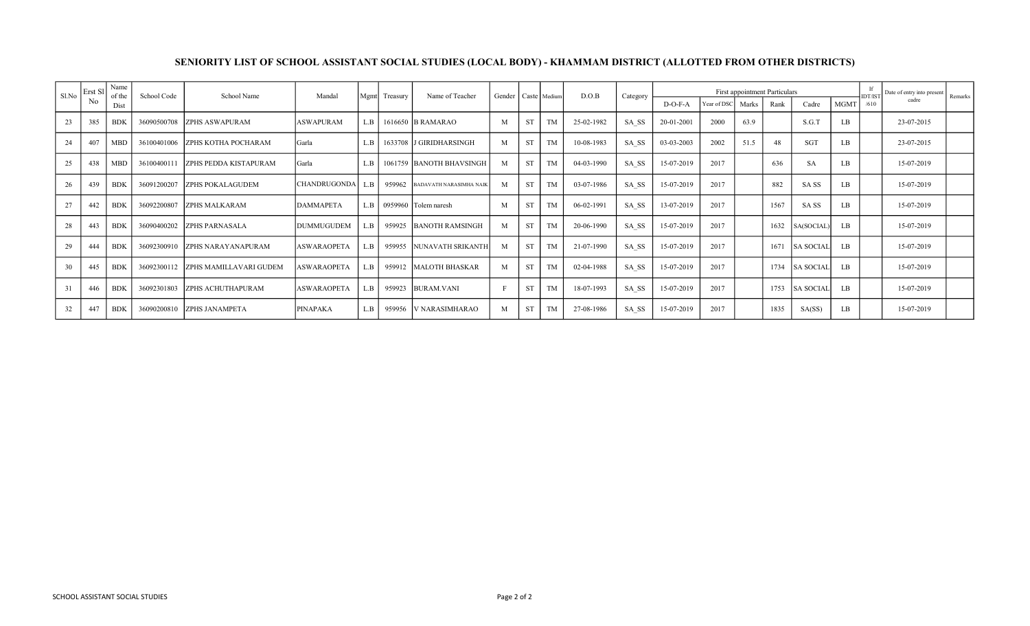# SENIORITY LIST OF SCHOOL ASSISTANT SOCIAL STUDIES (LOCAL BODY) - KHAMMAM DISTRICT (ALLOTTED FROM OTHER DISTRICTS)

| Sl.No | Erst Sl No | Name of the Dist | School Code | School Name | Mandal | Mgmt | Treasury | Name of Teacher | Gender | Caste | Medium | D.O.B | Category | First appointment Particulars | | | | | | If IDT/IST /610 | Date of entry into present cadre | Remarks |
|---|---|---|---|---|---|---|---|---|---|---|---|---|---|---|---|---|---|---|---|---|---|---|
| | | | | | | | | | | | | | | D-O-F-A | Year of DSC | Marks | Rank | Cadre | MGMT | | | |
| 23 | 385 | BDK | 36090500708 | ZPHS ASWAPURAM | ASWAPURAM | L.B | 1616650 | B RAMARAO | M | ST | TM | 25-02-1982 | SA_SS | 20-01-2001 | 2000 | 63.9 | | S.G.T | LB | | 23-07-2015 | |
| 24 | 407 | MBD | 36100401006 | ZPHS KOTHA POCHARAM | Garla | L.B | 1633708 | J GIRIDHARSINGH | M | ST | TM | 10-08-1983 | SA_SS | 03-03-2003 | 2002 | 51.5 | 48 | SGT | LB | | 23-07-2015 | |
| 25 | 438 | MBD | 36100400111 | ZPHS PEDDA KISTAPURAM | Garla | L.B | 1061759 | BANOTH BHAVSINGH | M | ST | TM | 04-03-1990 | SA_SS | 15-07-2019 | 2017 | | 636 | SA | LB | | 15-07-2019 | |
| 26 | 439 | BDK | 36091200207 | ZPHS POKALAGUDEM | CHANDRUGONDA | L.B | 959962 | BADAVATH NARASIMHA NAIK | M | ST | TM | 03-07-1986 | SA_SS | 15-07-2019 | 2017 | | 882 | SA SS | LB | | 15-07-2019 | |
| 27 | 442 | BDK | 36092200807 | ZPHS MALKARAM | DAMMAPETA | L.B | 0959960 | Tolem naresh | M | ST | TM | 06-02-1991 | SA_SS | 13-07-2019 | 2017 | | 1567 | SA SS | LB | | 15-07-2019 | |
| 28 | 443 | BDK | 36090400202 | ZPHS PARNASALA | DUMMUGUDEM | L.B | 959925 | BANOTH RAMSINGH | M | ST | TM | 20-06-1990 | SA_SS | 15-07-2019 | 2017 | | 1632 | SA(SOCIAL) | LB | | 15-07-2019 | |
| 29 | 444 | BDK | 36092300910 | ZPHS NARAYANAPURAM | ASWARAOPETA | L.B | 959955 | NUNAVATH SRIKANTH | M | ST | TM | 21-07-1990 | SA_SS | 15-07-2019 | 2017 | | 1671 | SA SOCIAL | LB | | 15-07-2019 | |
| 30 | 445 | BDK | 36092300112 | ZPHS MAMILLAVARI GUDEM | ASWARAOPETA | L.B | 959912 | MALOTH BHASKAR | M | ST | TM | 02-04-1988 | SA_SS | 15-07-2019 | 2017 | | 1734 | SA SOCIAL | LB | | 15-07-2019 | |
| 31 | 446 | BDK | 36092301803 | ZPHS ACHUTHAPURAM | ASWARAOPETA | L.B | 959923 | BURAM.VANI | F | ST | TM | 18-07-1993 | SA_SS | 15-07-2019 | 2017 | | 1753 | SA SOCIAL | LB | | 15-07-2019 | |
| 32 | 447 | BDK | 36090200810 | ZPHS JANAMPETA | PINAPAKA | L.B | 959956 | V NARASIMHARAO | M | ST | TM | 27-08-1986 | SA_SS | 15-07-2019 | 2017 | | 1835 | SA(SS) | LB | | 15-07-2019 | |